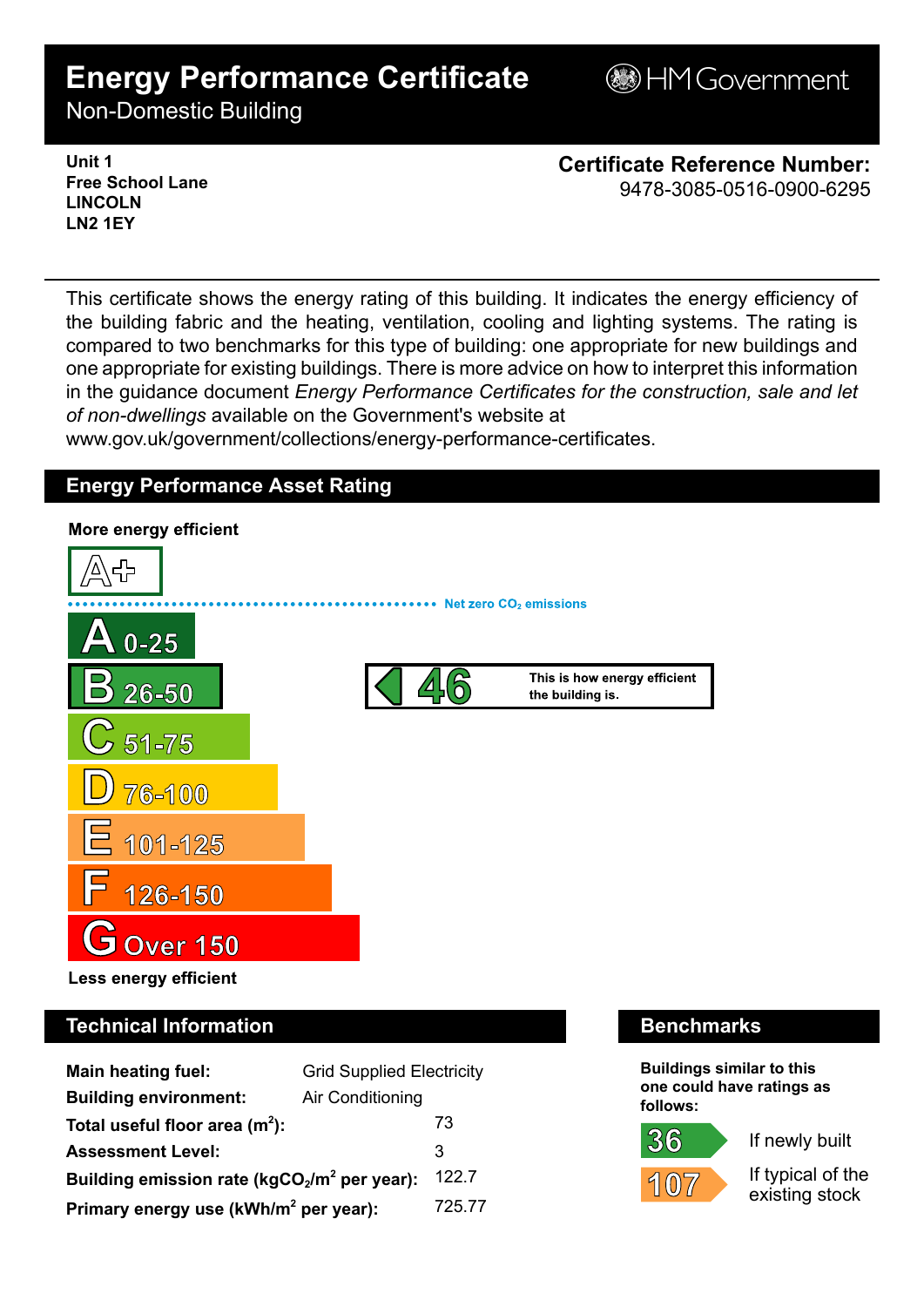# Energy Performance Certificate

Non-Domestic Building

HM Government

**Unit 1**
**Free School Lane**
**LINCOLN**
**LN2 1EY**

**Certificate Reference Number:**
9478-3085-0516-0900-6295

This certificate shows the energy rating of this building. It indicates the energy efficiency of the building fabric and the heating, ventilation, cooling and lighting systems. The rating is compared to two benchmarks for this type of building: one appropriate for new buildings and one appropriate for existing buildings. There is more advice on how to interpret this information in the guidance document *Energy Performance Certificates for the construction, sale and let of non-dwellings* available on the Government's website at www.gov.uk/government/collections/energy-performance-certificates.

## Energy Performance Asset Rating

**More energy efficient**

A+

Net zero $CO_2$ emissions

- A 0-25
- B 26-50
- C 51-75
- D 76-100
- E 101-125
- F 126-150
- G Over 150

**Less energy efficient**

**46** — This is how energy efficient the building is.

## Technical Information

| | |
|---|---|
| **Main heating fuel:** | Grid Supplied Electricity |
| **Building environment:** | Air Conditioning |
| **Total useful floor area ($m^2$):** | 73 |
| **Assessment Level:** | 3 |
| **Building emission rate ($kgCO_2/m^2$ per year):** | 122.7 |
| **Primary energy use ($kWh/m^2$ per year):** | 725.77 |

## Benchmarks

**Buildings similar to this one could have ratings as follows:**

- **36** If newly built
- **107** If typical of the existing stock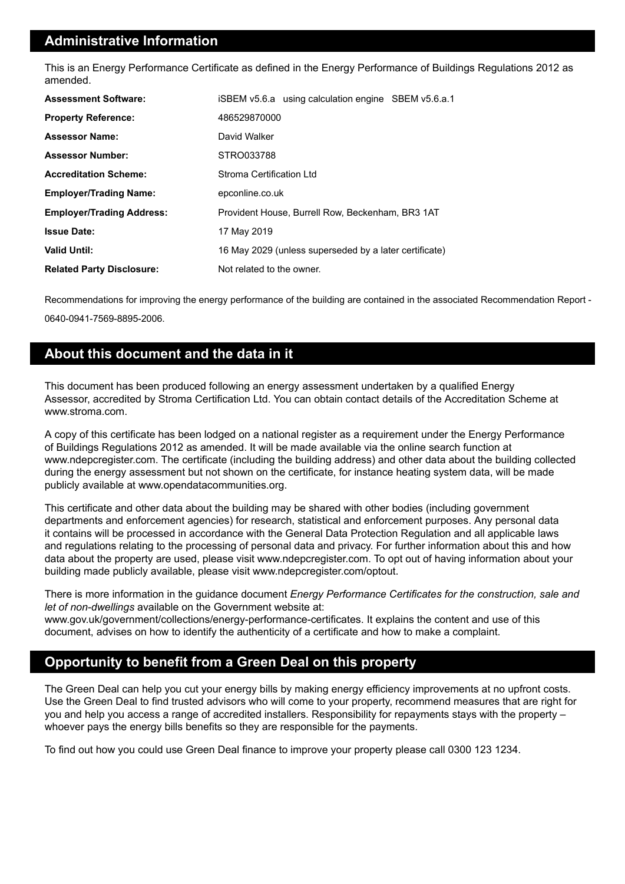## Administrative Information

This is an Energy Performance Certificate as defined in the Energy Performance of Buildings Regulations 2012 as amended.

| | |
|---|---|
| **Assessment Software:** | iSBEM v5.6.a using calculation engine SBEM v5.6.a.1 |
| **Property Reference:** | 486529870000 |
| **Assessor Name:** | David Walker |
| **Assessor Number:** | STRO033788 |
| **Accreditation Scheme:** | Stroma Certification Ltd |
| **Employer/Trading Name:** | epconline.co.uk |
| **Employer/Trading Address:** | Provident House, Burrell Row, Beckenham, BR3 1AT |
| **Issue Date:** | 17 May 2019 |
| **Valid Until:** | 16 May 2029 (unless superseded by a later certificate) |
| **Related Party Disclosure:** | Not related to the owner. |

Recommendations for improving the energy performance of the building are contained in the associated Recommendation Report - 0640-0941-7569-8895-2006.

## About this document and the data in it

This document has been produced following an energy assessment undertaken by a qualified Energy Assessor, accredited by Stroma Certification Ltd. You can obtain contact details of the Accreditation Scheme at www.stroma.com.

A copy of this certificate has been lodged on a national register as a requirement under the Energy Performance of Buildings Regulations 2012 as amended. It will be made available via the online search function at www.ndepcregister.com. The certificate (including the building address) and other data about the building collected during the energy assessment but not shown on the certificate, for instance heating system data, will be made publicly available at www.opendatacommunities.org.

This certificate and other data about the building may be shared with other bodies (including government departments and enforcement agencies) for research, statistical and enforcement purposes. Any personal data it contains will be processed in accordance with the General Data Protection Regulation and all applicable laws and regulations relating to the processing of personal data and privacy. For further information about this and how data about the property are used, please visit www.ndepcregister.com. To opt out of having information about your building made publicly available, please visit www.ndepcregister.com/optout.

There is more information in the guidance document *Energy Performance Certificates for the construction, sale and let of non-dwellings* available on the Government website at:
www.gov.uk/government/collections/energy-performance-certificates. It explains the content and use of this document, advises on how to identify the authenticity of a certificate and how to make a complaint.

## Opportunity to benefit from a Green Deal on this property

The Green Deal can help you cut your energy bills by making energy efficiency improvements at no upfront costs. Use the Green Deal to find trusted advisors who will come to your property, recommend measures that are right for you and help you access a range of accredited installers. Responsibility for repayments stays with the property – whoever pays the energy bills benefits so they are responsible for the payments.

To find out how you could use Green Deal finance to improve your property please call 0300 123 1234.